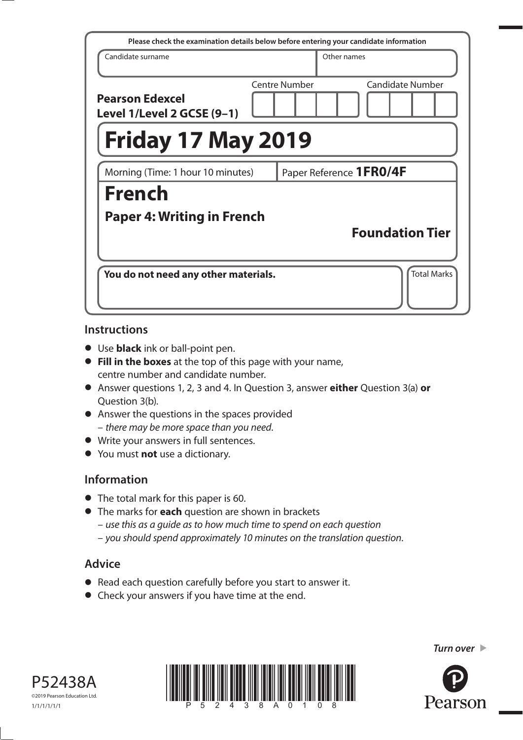Please check the examination details below before entering your candidate information

| Candidate surname | Other names |
|---|---|
| | |

**Pearson Edexcel Level 1/Level 2 GCSE (9–1)**

| Centre Number | Candidate Number |
|---|---|
| | |

# Friday 17 May 2019

| Morning (Time: 1 hour 10 minutes) | Paper Reference **1FR0/4F** |
|---|---|

# French

## Paper 4: Writing in French

**Foundation Tier**

| **You do not need any other materials.** | Total Marks |
|---|---|
| | |

## Instructions

- Use **black** ink or ball-point pen.
- **Fill in the boxes** at the top of this page with your name, centre number and candidate number.
- Answer questions 1, 2, 3 and 4. In Question 3, answer **either** Question 3(a) **or** Question 3(b).
- Answer the questions in the spaces provided
  – *there may be more space than you need*.
- Write your answers in full sentences.
- You must **not** use a dictionary.

## Information

- The total mark for this paper is 60.
- The marks for **each** question are shown in brackets
  – *use this as a guide as to how much time to spend on each question*
  – *you should spend approximately 10 minutes on the translation question*.

## Advice

- Read each question carefully before you start to answer it.
- Check your answers if you have time at the end.

*Turn over* ▶

P52438A

©2019 Pearson Education Ltd.

1/1/1/1/1/1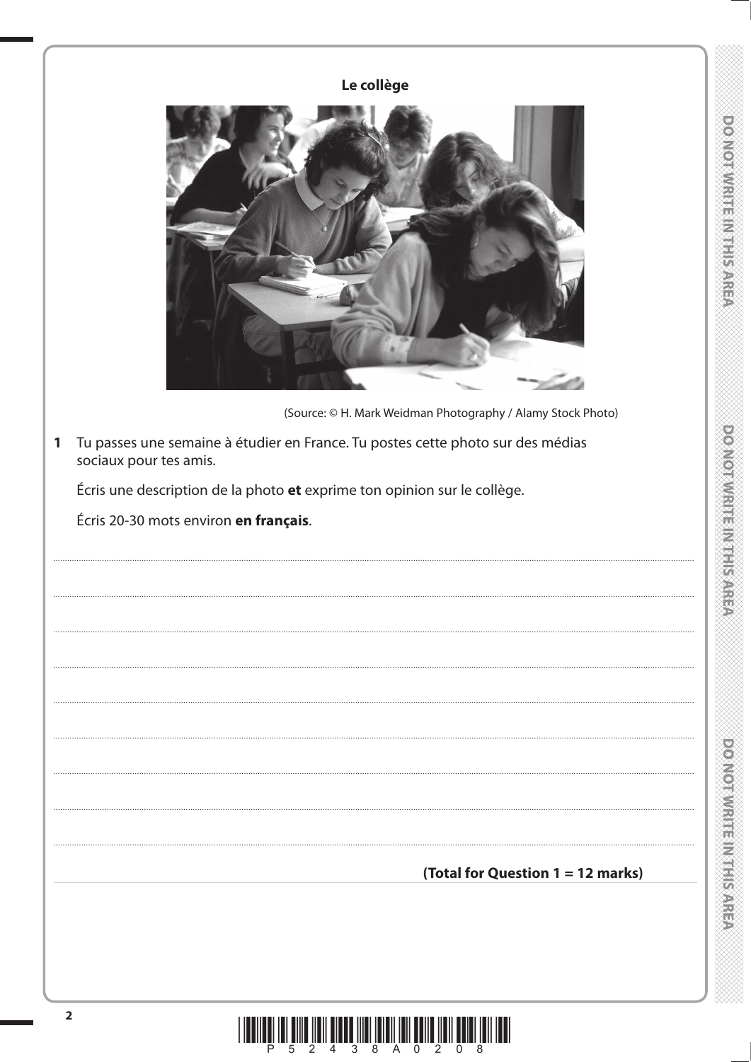**Le collège**

(Source: © H. Mark Weidman Photography / Alamy Stock Photo)

**1** Tu passes une semaine à étudier en France. Tu postes cette photo sur des médias sociaux pour tes amis.

Écris une description de la photo **et** exprime ton opinion sur le collège.

Écris 20-30 mots environ **en français**.

**(Total for Question 1 = 12 marks)**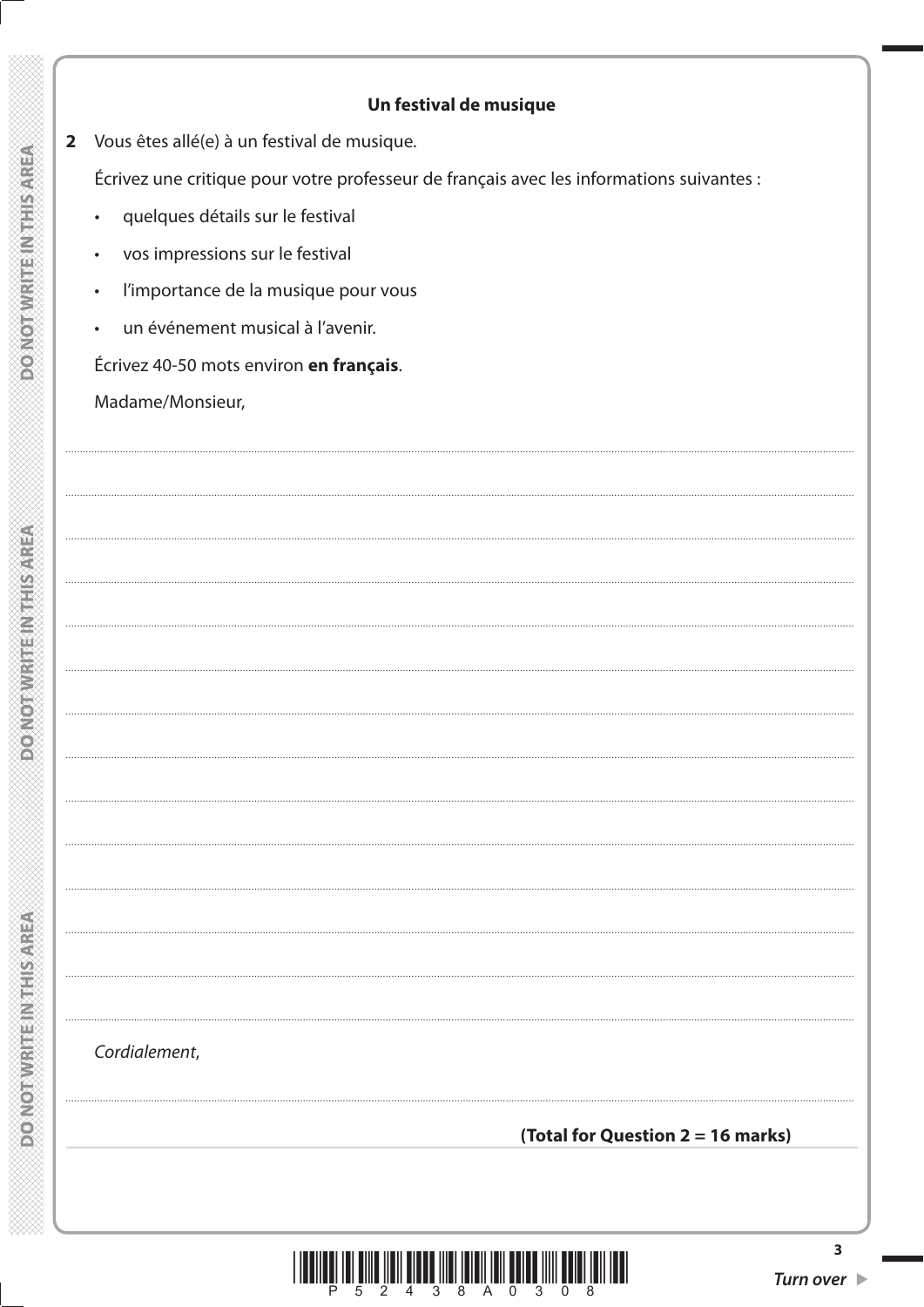## Un festival de musique

**2** Vous êtes allé(e) à un festival de musique.

Écrivez une critique pour votre professeur de français avec les informations suivantes :

- quelques détails sur le festival
- vos impressions sur le festival
- l'importance de la musique pour vous
- un événement musical à l'avenir.

Écrivez 40-50 mots environ **en français**.

Madame/Monsieur,

*Cordialement*,

**(Total for Question 2 = 16 marks)**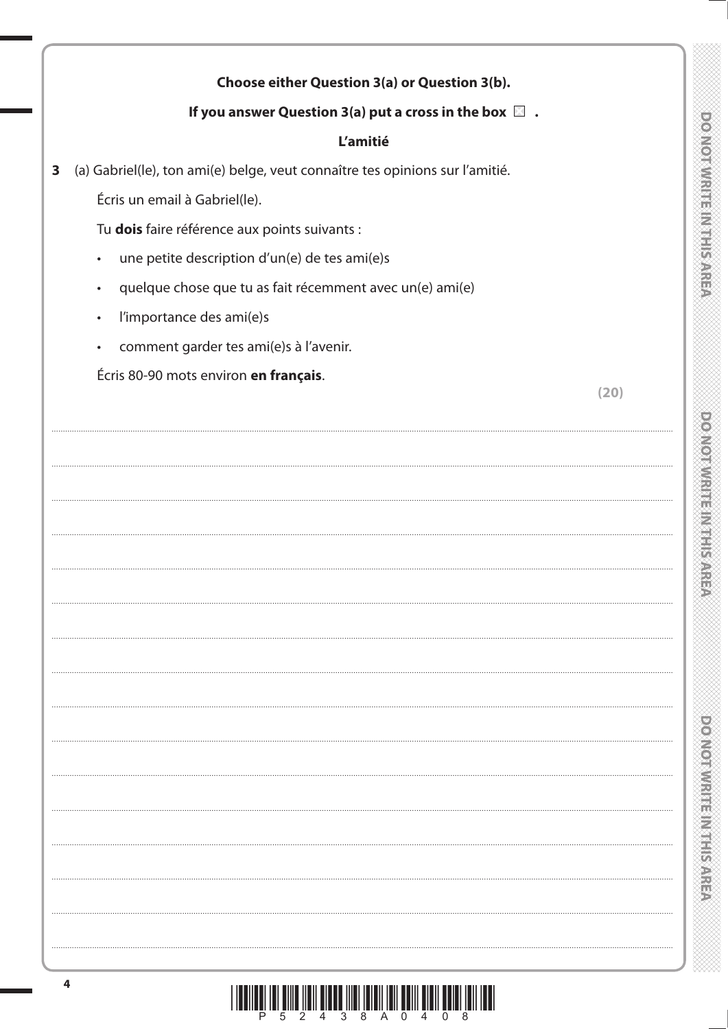**Choose either Question 3(a) or Question 3(b).**

**If you answer Question 3(a) put a cross in the box ☒ .**

**L'amitié**

**3** (a) Gabriel(le), ton ami(e) belge, veut connaître tes opinions sur l'amitié.

Écris un email à Gabriel(le).

Tu **dois** faire référence aux points suivants :

- une petite description d'un(e) de tes ami(e)s
- quelque chose que tu as fait récemment avec un(e) ami(e)
- l'importance des ami(e)s
- comment garder tes ami(e)s à l'avenir.

Écris 80-90 mots environ **en français**.

**(20)**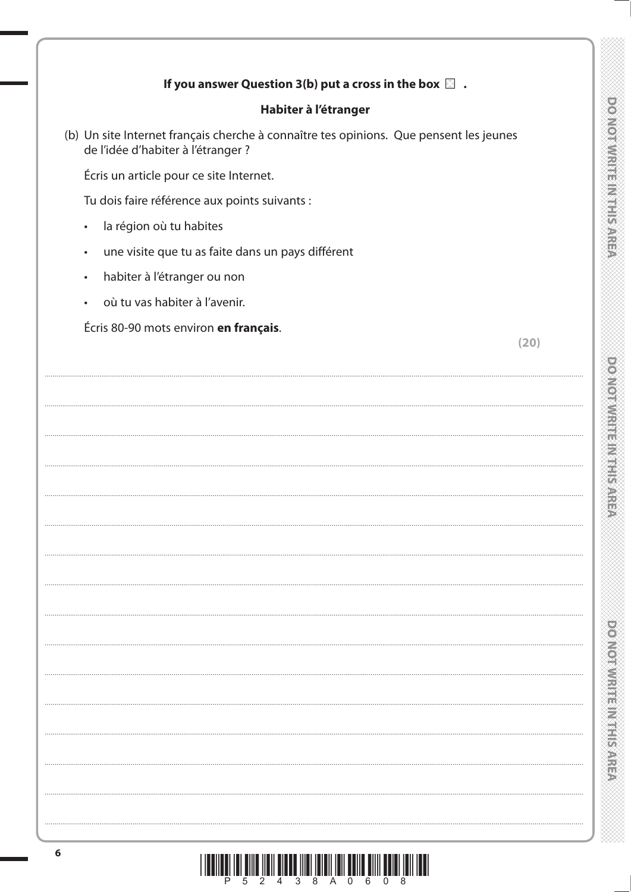**If you answer Question 3(b) put a cross in the box ☐ .**

### Habiter à l'étranger

(b) Un site Internet français cherche à connaître tes opinions. Que pensent les jeunes de l'idée d'habiter à l'étranger ?

Écris un article pour ce site Internet.

Tu dois faire référence aux points suivants :

- la région où tu habites
- une visite que tu as faite dans un pays différent
- habiter à l'étranger ou non
- où tu vas habiter à l'avenir.

Écris 80-90 mots environ **en français**.

**(20)**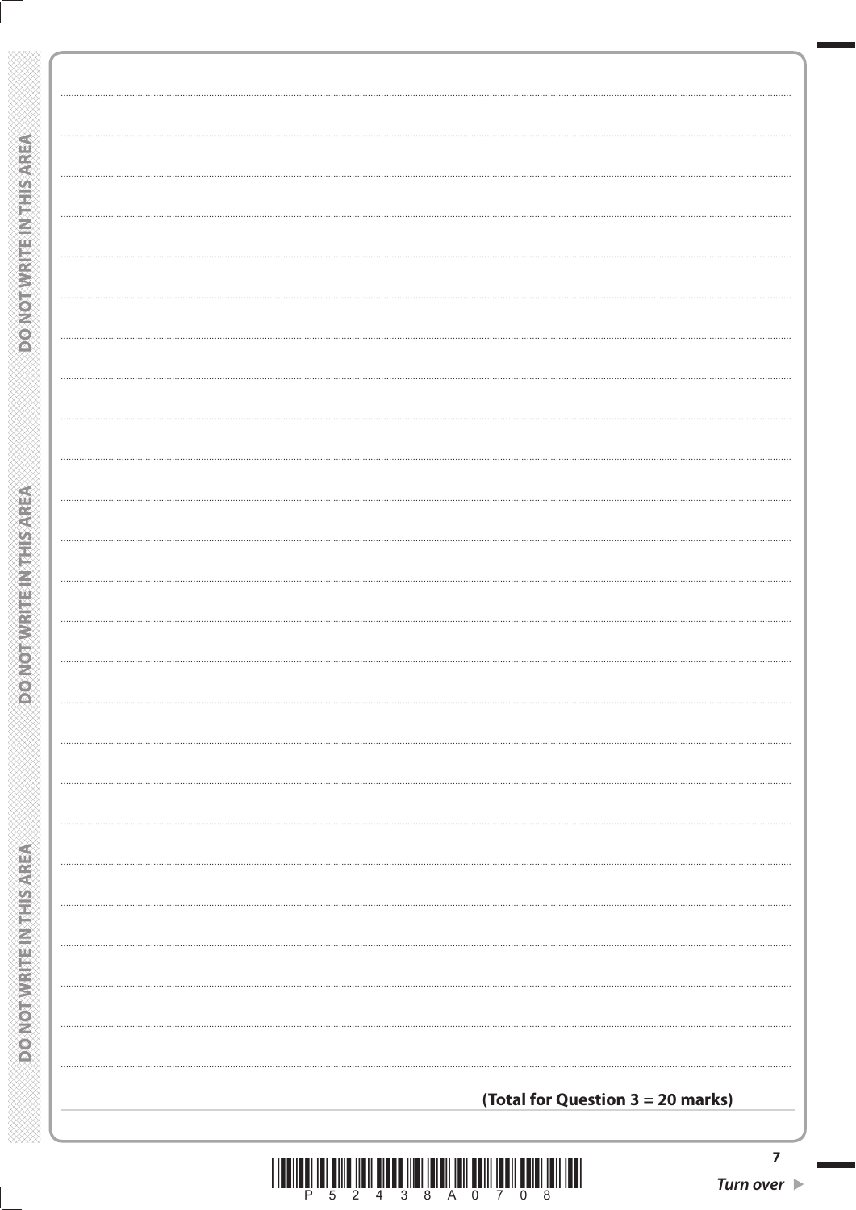**(Total for Question 3 = 20 marks)**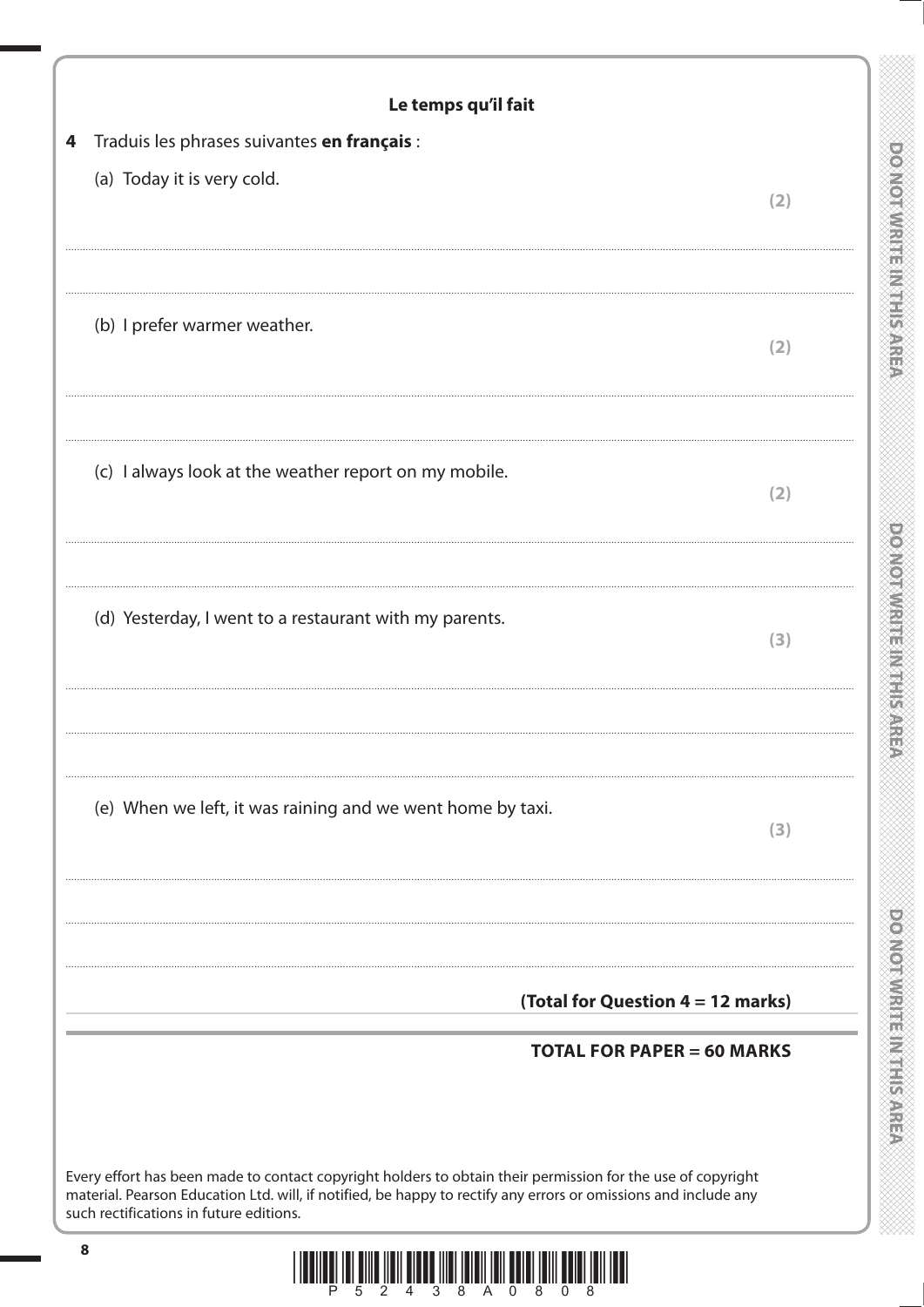## Le temps qu'il fait

**4** Traduis les phrases suivantes **en français** :

(a) Today it is very cold. **(2)**

........................................................................................................................................

........................................................................................................................................

(b) I prefer warmer weather. **(2)**

........................................................................................................................................

........................................................................................................................................

(c) I always look at the weather report on my mobile. **(2)**

........................................................................................................................................

........................................................................................................................................

(d) Yesterday, I went to a restaurant with my parents. **(3)**

........................................................................................................................................

........................................................................................................................................

........................................................................................................................................

(e) When we left, it was raining and we went home by taxi. **(3)**

........................................................................................................................................

........................................................................................................................................

........................................................................................................................................

**(Total for Question 4 = 12 marks)**

**TOTAL FOR PAPER = 60 MARKS**

Every effort has been made to contact copyright holders to obtain their permission for the use of copyright material. Pearson Education Ltd. will, if notified, be happy to rectify any errors or omissions and include any such rectifications in future editions.